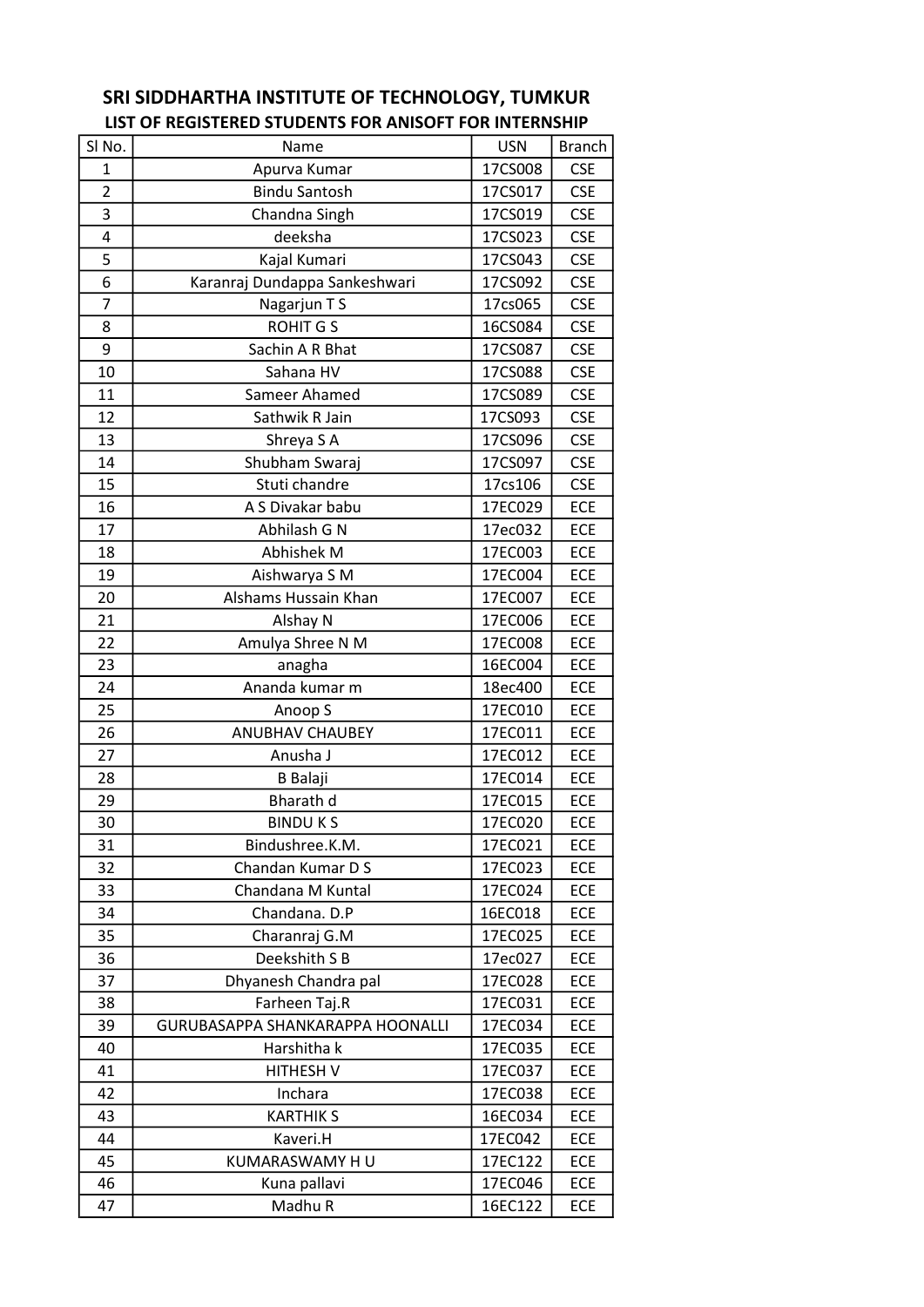# SRI SIDDHARTHA INSTITUTE OF TECHNOLOGY, TUMKUR

## LIST OF REGISTERED STUDENTS FOR ANISOFT FOR INTERNSHIP

| Sl No. | Name | USN | Branch |
|---|---|---|---|
| 1 | Apurva Kumar | 17CS008 | CSE |
| 2 | Bindu Santosh | 17CS017 | CSE |
| 3 | Chandna Singh | 17CS019 | CSE |
| 4 | deeksha | 17CS023 | CSE |
| 5 | Kajal Kumari | 17CS043 | CSE |
| 6 | Karanraj Dundappa Sankeshwari | 17CS092 | CSE |
| 7 | Nagarjun T S | 17cs065 | CSE |
| 8 | ROHIT G S | 16CS084 | CSE |
| 9 | Sachin A R Bhat | 17CS087 | CSE |
| 10 | Sahana HV | 17CS088 | CSE |
| 11 | Sameer Ahamed | 17CS089 | CSE |
| 12 | Sathwik R Jain | 17CS093 | CSE |
| 13 | Shreya S A | 17CS096 | CSE |
| 14 | Shubham Swaraj | 17CS097 | CSE |
| 15 | Stuti chandre | 17cs106 | CSE |
| 16 | A S Divakar babu | 17EC029 | ECE |
| 17 | Abhilash G N | 17ec032 | ECE |
| 18 | Abhishek M | 17EC003 | ECE |
| 19 | Aishwarya S M | 17EC004 | ECE |
| 20 | Alshams Hussain Khan | 17EC007 | ECE |
| 21 | Alshay N | 17EC006 | ECE |
| 22 | Amulya Shree N M | 17EC008 | ECE |
| 23 | anagha | 16EC004 | ECE |
| 24 | Ananda kumar m | 18ec400 | ECE |
| 25 | Anoop S | 17EC010 | ECE |
| 26 | ANUBHAV CHAUBEY | 17EC011 | ECE |
| 27 | Anusha J | 17EC012 | ECE |
| 28 | B Balaji | 17EC014 | ECE |
| 29 | Bharath d | 17EC015 | ECE |
| 30 | BINDU K S | 17EC020 | ECE |
| 31 | Bindushree.K.M. | 17EC021 | ECE |
| 32 | Chandan Kumar D S | 17EC023 | ECE |
| 33 | Chandana M Kuntal | 17EC024 | ECE |
| 34 | Chandana. D.P | 16EC018 | ECE |
| 35 | Charanraj G.M | 17EC025 | ECE |
| 36 | Deekshith S B | 17ec027 | ECE |
| 37 | Dhyanesh Chandra pal | 17EC028 | ECE |
| 38 | Farheen Taj.R | 17EC031 | ECE |
| 39 | GURUBASAPPA SHANKARAPPA HOONALLI | 17EC034 | ECE |
| 40 | Harshitha k | 17EC035 | ECE |
| 41 | HITHESH V | 17EC037 | ECE |
| 42 | Inchara | 17EC038 | ECE |
| 43 | KARTHIK S | 16EC034 | ECE |
| 44 | Kaveri.H | 17EC042 | ECE |
| 45 | KUMARASWAMY H U | 17EC122 | ECE |
| 46 | Kuna pallavi | 17EC046 | ECE |
| 47 | Madhu R | 16EC122 | ECE |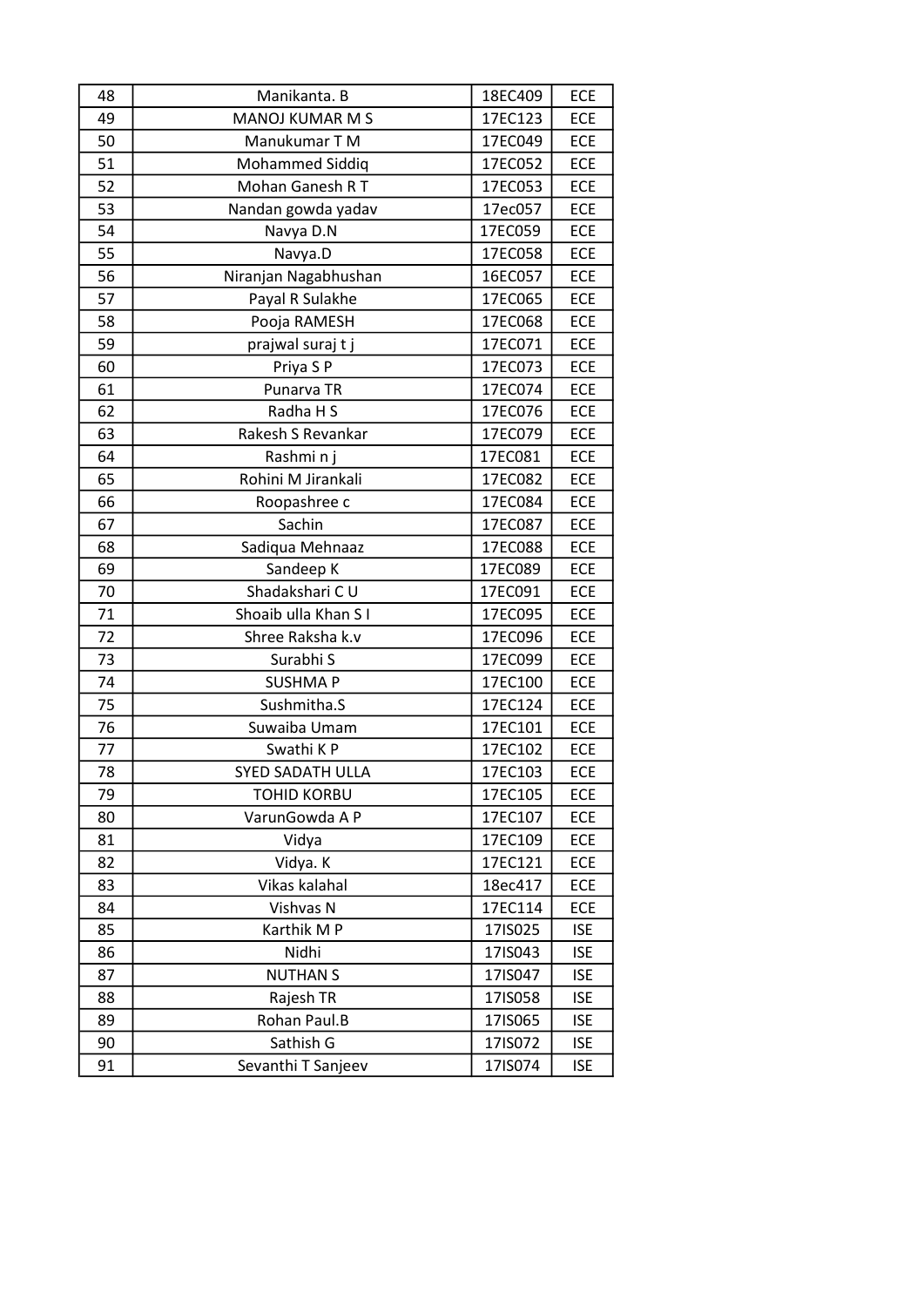| | | | |
|---|---|---|---|
| 48 | Manikanta. B | 18EC409 | ECE |
| 49 | MANOJ KUMAR M S | 17EC123 | ECE |
| 50 | Manukumar T M | 17EC049 | ECE |
| 51 | Mohammed Siddiq | 17EC052 | ECE |
| 52 | Mohan Ganesh R T | 17EC053 | ECE |
| 53 | Nandan gowda yadav | 17ec057 | ECE |
| 54 | Navya D.N | 17EC059 | ECE |
| 55 | Navya.D | 17EC058 | ECE |
| 56 | Niranjan Nagabhushan | 16EC057 | ECE |
| 57 | Payal R Sulakhe | 17EC065 | ECE |
| 58 | Pooja RAMESH | 17EC068 | ECE |
| 59 | prajwal suraj t j | 17EC071 | ECE |
| 60 | Priya S P | 17EC073 | ECE |
| 61 | Punarva TR | 17EC074 | ECE |
| 62 | Radha H S | 17EC076 | ECE |
| 63 | Rakesh S Revankar | 17EC079 | ECE |
| 64 | Rashmi n j | 17EC081 | ECE |
| 65 | Rohini M Jirankali | 17EC082 | ECE |
| 66 | Roopashree c | 17EC084 | ECE |
| 67 | Sachin | 17EC087 | ECE |
| 68 | Sadiqua Mehnaaz | 17EC088 | ECE |
| 69 | Sandeep K | 17EC089 | ECE |
| 70 | Shadakshari C U | 17EC091 | ECE |
| 71 | Shoaib ulla Khan S I | 17EC095 | ECE |
| 72 | Shree Raksha k.v | 17EC096 | ECE |
| 73 | Surabhi S | 17EC099 | ECE |
| 74 | SUSHMA P | 17EC100 | ECE |
| 75 | Sushmitha.S | 17EC124 | ECE |
| 76 | Suwaiba Umam | 17EC101 | ECE |
| 77 | Swathi K P | 17EC102 | ECE |
| 78 | SYED SADATH ULLA | 17EC103 | ECE |
| 79 | TOHID KORBU | 17EC105 | ECE |
| 80 | VarunGowda A P | 17EC107 | ECE |
| 81 | Vidya | 17EC109 | ECE |
| 82 | Vidya. K | 17EC121 | ECE |
| 83 | Vikas kalahal | 18ec417 | ECE |
| 84 | Vishvas N | 17EC114 | ECE |
| 85 | Karthik M P | 17IS025 | ISE |
| 86 | Nidhi | 17IS043 | ISE |
| 87 | NUTHAN S | 17IS047 | ISE |
| 88 | Rajesh TR | 17IS058 | ISE |
| 89 | Rohan Paul.B | 17IS065 | ISE |
| 90 | Sathish G | 17IS072 | ISE |
| 91 | Sevanthi T Sanjeev | 17IS074 | ISE |